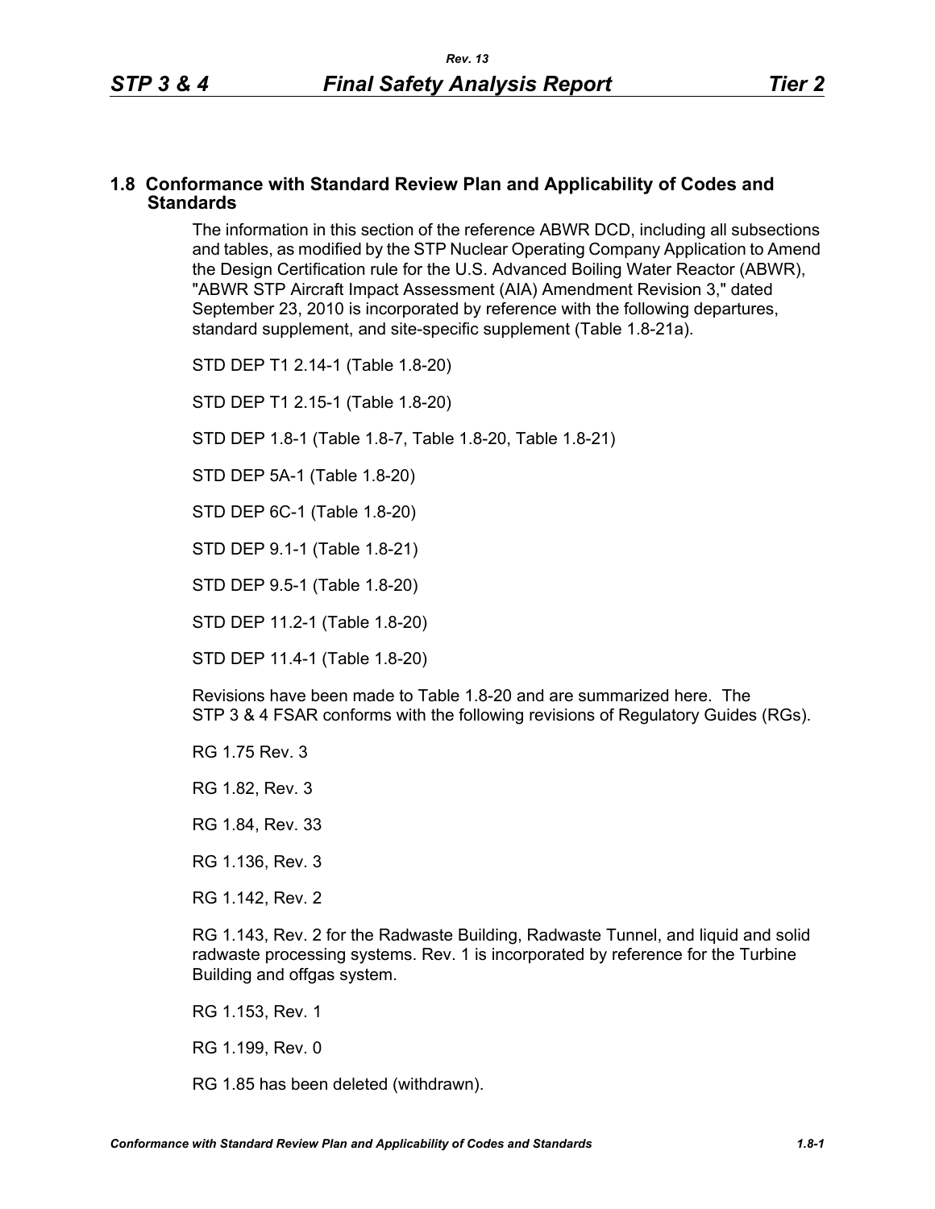## 1.8 Conformance with Standard Review Plan and Applicability of Codes and Standards

The information in this section of the reference ABWR DCD, including all subsections and tables, as modified by the STP Nuclear Operating Company Application to Amend the Design Certification rule for the U.S. Advanced Boiling Water Reactor (ABWR), "ABWR STP Aircraft Impact Assessment (AIA) Amendment Revision 3," dated September 23, 2010 is incorporated by reference with the following departures, standard supplement, and site-specific supplement (Table 1.8-21a).

STD DEP T1 2.14-1 (Table 1.8-20)

STD DEP T1 2.15-1 (Table 1.8-20)

STD DEP 1.8-1 (Table 1.8-7, Table 1.8-20, Table 1.8-21)

STD DEP 5A-1 (Table 1.8-20)

STD DEP 6C-1 (Table 1.8-20)

STD DEP 9.1-1 (Table 1.8-21)

STD DEP 9.5-1 (Table 1.8-20)

STD DEP 11.2-1 (Table 1.8-20)

STD DEP 11.4-1 (Table 1.8-20)

Revisions have been made to Table 1.8-20 and are summarized here. The STP 3 & 4 FSAR conforms with the following revisions of Regulatory Guides (RGs).

RG 1.75 Rev. 3

RG 1.82, Rev. 3

RG 1.84, Rev. 33

RG 1.136, Rev. 3

RG 1.142, Rev. 2

RG 1.143, Rev. 2 for the Radwaste Building, Radwaste Tunnel, and liquid and solid radwaste processing systems. Rev. 1 is incorporated by reference for the Turbine Building and offgas system.

RG 1.153, Rev. 1

RG 1.199, Rev. 0

RG 1.85 has been deleted (withdrawn).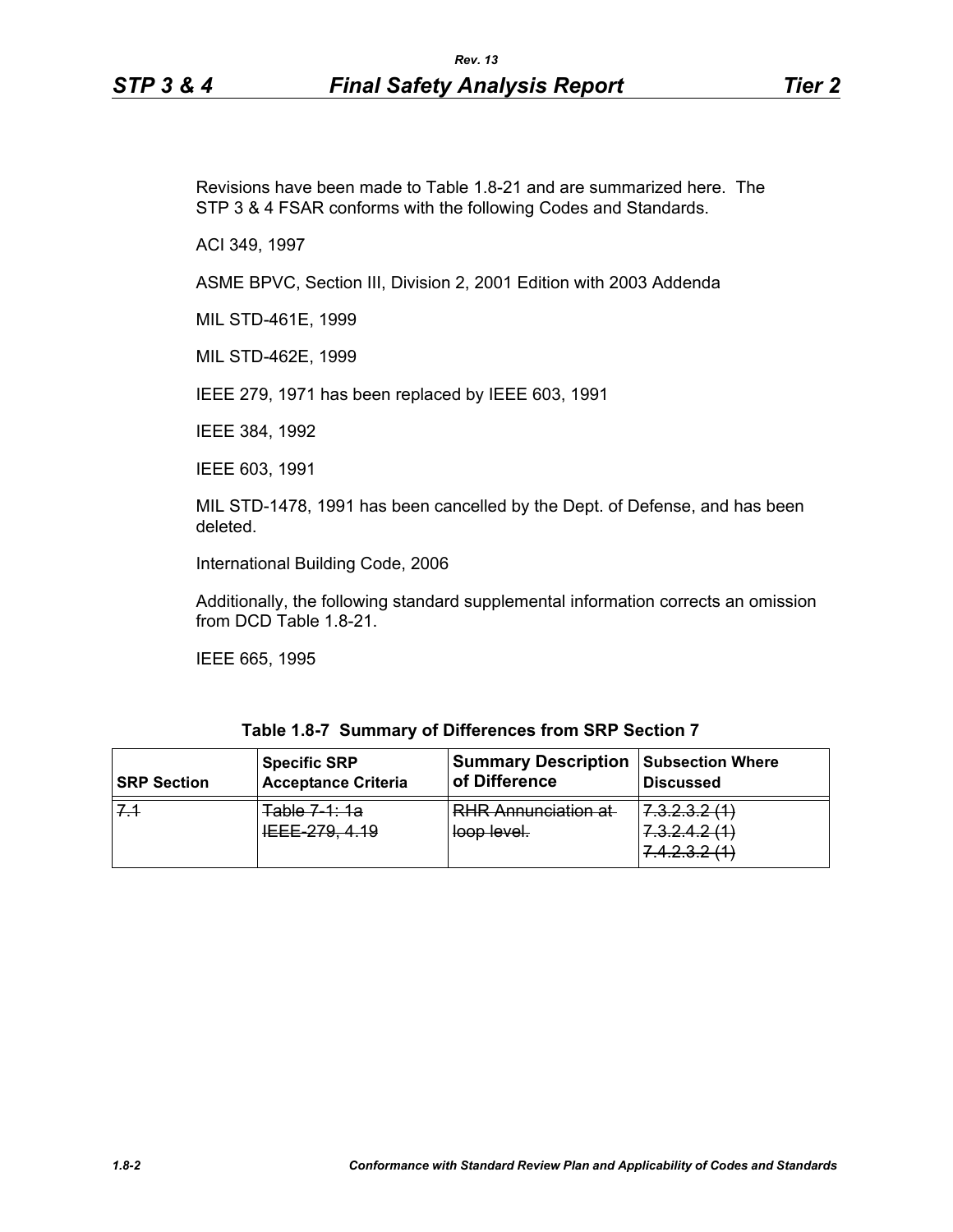Revisions have been made to Table 1.8-21 and are summarized here. The STP 3 & 4 FSAR conforms with the following Codes and Standards.

ACI 349, 1997

ASME BPVC, Section III, Division 2, 2001 Edition with 2003 Addenda

MIL STD-461E, 1999

MIL STD-462E, 1999

IEEE 279, 1971 has been replaced by IEEE 603, 1991

IEEE 384, 1992

IEEE 603, 1991

MIL STD-1478, 1991 has been cancelled by the Dept. of Defense, and has been deleted.

International Building Code, 2006

Additionally, the following standard supplemental information corrects an omission from DCD Table 1.8-21.

IEEE 665, 1995

**Table 1.8-7 Summary of Differences from SRP Section 7**

| SRP Section | Specific SRP Acceptance Criteria | Summary Description of Difference | Subsection Where Discussed |
|---|---|---|---|
| ~~7.1~~ | ~~Table 7-1: 1a~~<br>~~IEEE-279, 4.19~~ | ~~RHR Annunciation at loop level.~~ | ~~7.3.2.3.2 (1)~~<br>~~7.3.2.4.2 (1)~~<br>~~7.4.2.3.2 (1)~~ |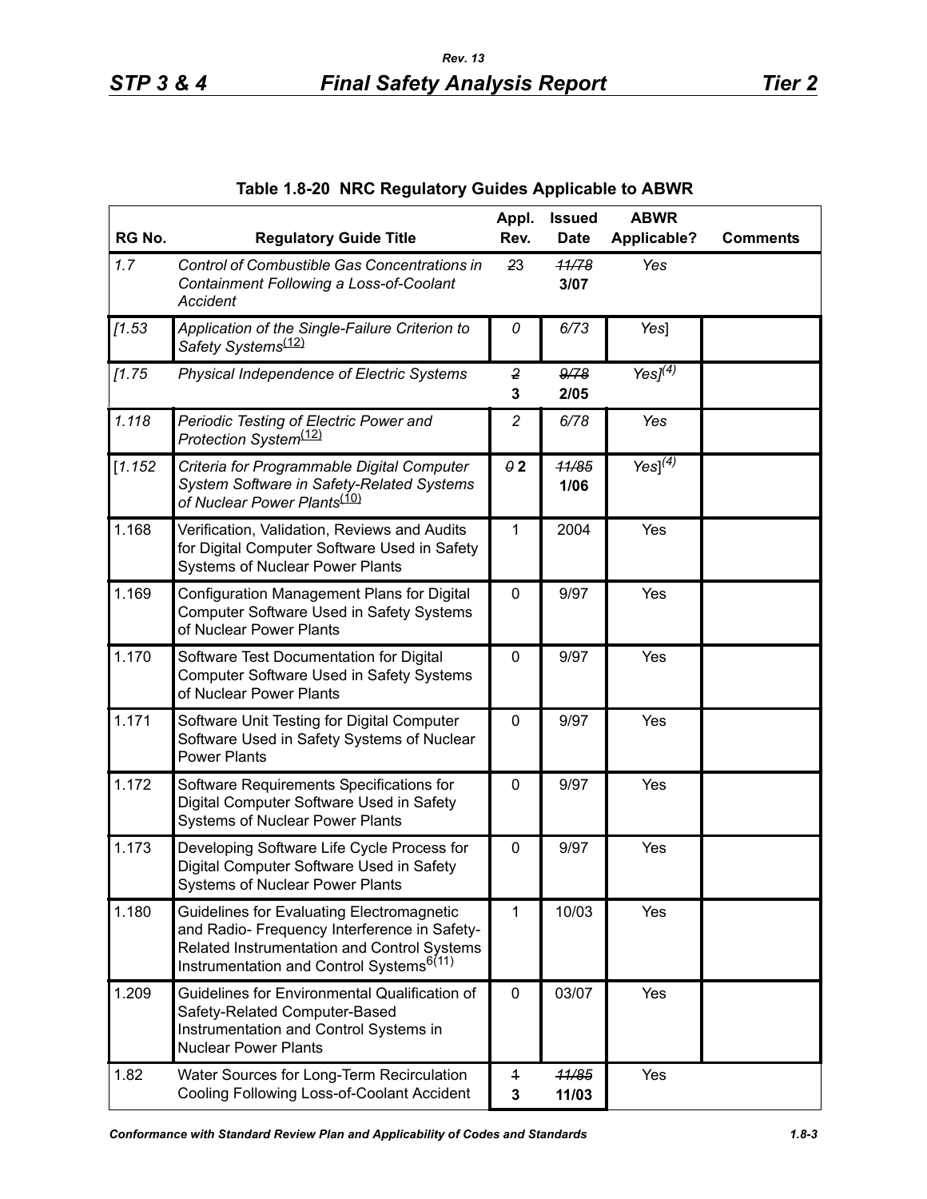**Table 1.8-20 NRC Regulatory Guides Applicable to ABWR**

| RG No. | Regulatory Guide Title | Appl. Rev. | Issued Date | ABWR Applicable? | Comments |
|---|---|---|---|---|---|
| *1.7* | *Control of Combustible Gas Concentrations in Containment Following a Loss-of-Coolant Accident* | ~~2~~3 | ~~*11/78*~~ **3/07** | *Yes* | |
| *[1.53* | *Application of the Single-Failure Criterion to Safety Systems*[(12)] | *0* | *6/73* | *Yes*] | |
| *[1.75* | *Physical Independence of Electric Systems* | ~~*2*~~ **3** | ~~*9/78*~~ **2/05** | *Yes*][(4)] | |
| *1.118* | *Periodic Testing of Electric Power and Protection System*[(12)] | *2* | *6/78* | *Yes* | |
| [*1.152* | *Criteria for Programmable Digital Computer System Software in Safety-Related Systems of Nuclear Power Plants*[(10)] | ~~*0*~~ **2** | ~~*11/85*~~ **1/06** | *Yes*][(4)] | |
| 1.168 | Verification, Validation, Reviews and Audits for Digital Computer Software Used in Safety Systems of Nuclear Power Plants | 1 | 2004 | Yes | |
| 1.169 | Configuration Management Plans for Digital Computer Software Used in Safety Systems of Nuclear Power Plants | 0 | 9/97 | Yes | |
| 1.170 | Software Test Documentation for Digital Computer Software Used in Safety Systems of Nuclear Power Plants | 0 | 9/97 | Yes | |
| 1.171 | Software Unit Testing for Digital Computer Software Used in Safety Systems of Nuclear Power Plants | 0 | 9/97 | Yes | |
| 1.172 | Software Requirements Specifications for Digital Computer Software Used in Safety Systems of Nuclear Power Plants | 0 | 9/97 | Yes | |
| 1.173 | Developing Software Life Cycle Process for Digital Computer Software Used in Safety Systems of Nuclear Power Plants | 0 | 9/97 | Yes | |
| 1.180 | Guidelines for Evaluating Electromagnetic and Radio- Frequency Interference in Safety-Related Instrumentation and Control Systems Instrumentation and Control Systems[6(11)] | 1 | 10/03 | Yes | |
| 1.209 | Guidelines for Environmental Qualification of Safety-Related Computer-Based Instrumentation and Control Systems in Nuclear Power Plants | 0 | 03/07 | Yes | |
| 1.82 | Water Sources for Long-Term Recirculation Cooling Following Loss-of-Coolant Accident | ~~1~~ **3** | ~~*11/85*~~ **11/03** | Yes | |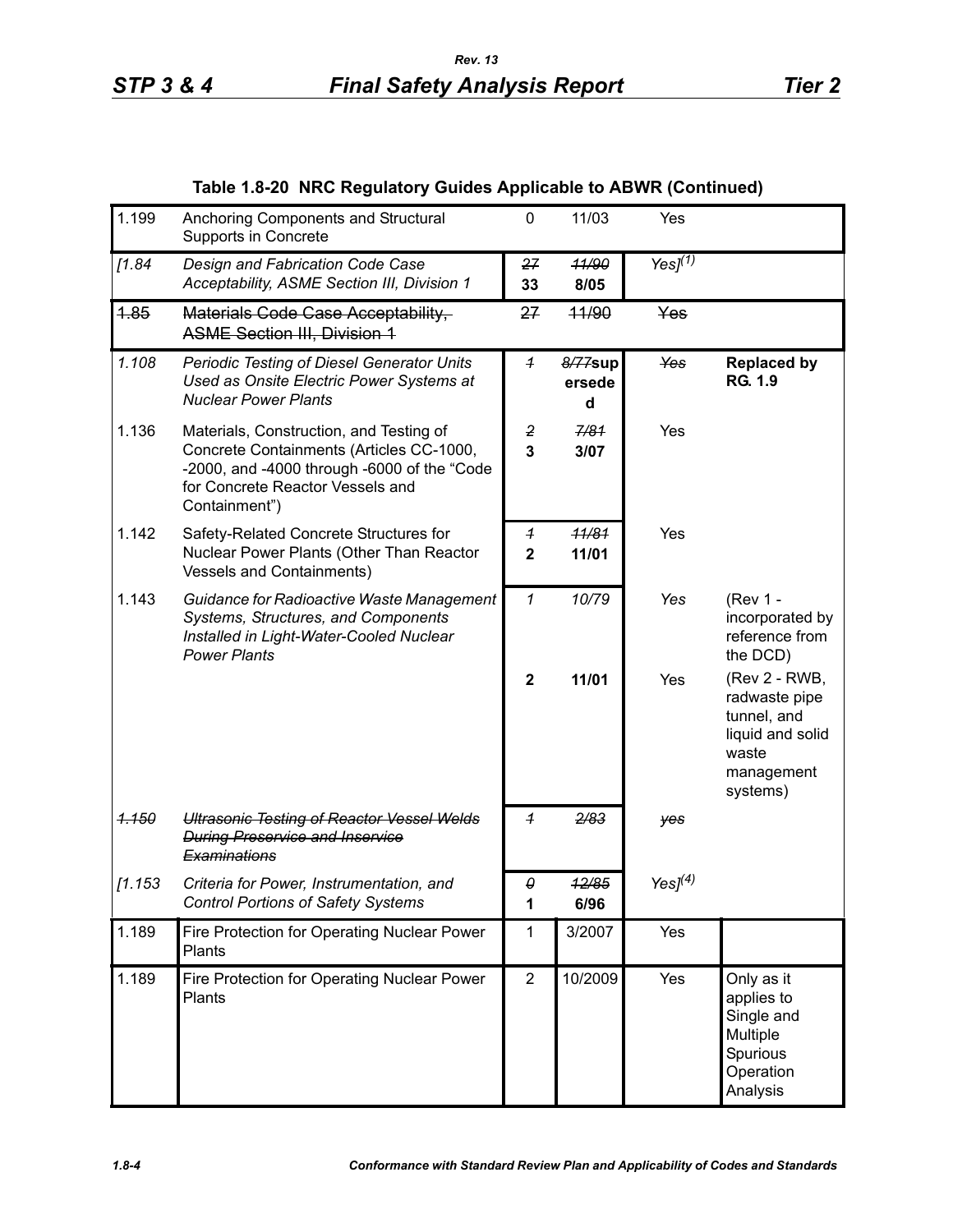**Table 1.8-20 NRC Regulatory Guides Applicable to ABWR (Continued)**

| | | | | | |
|---|---|---|---|---|---|
| 1.199 | Anchoring Components and Structural Supports in Concrete | 0 | 11/03 | Yes | |
| *[1.84* | *Design and Fabrication Code Case Acceptability, ASME Section III, Division 1* | ~~27~~ **33** | ~~11/90~~ **8/05** | *Yes][(1)]* | |
| ~~1.85~~ | ~~Materials Code Case Acceptability, ASME Section III, Division 1~~ | ~~27~~ | ~~11/90~~ | ~~Yes~~ | |
| *1.108* | *Periodic Testing of Diesel Generator Units Used as Onsite Electric Power Systems at Nuclear Power Plants* | ~~1~~ | ~~8/77~~**superseded** | ~~Yes~~ | **Replaced by RG. 1.9** |
| 1.136 | Materials, Construction, and Testing of Concrete Containments (Articles CC-1000, -2000, and -4000 through -6000 of the "Code for Concrete Reactor Vessels and Containment") | ~~2~~ **3** | ~~7/81~~ **3/07** | Yes | |
| 1.142 | Safety-Related Concrete Structures for Nuclear Power Plants (Other Than Reactor Vessels and Containments) | ~~1~~ **2** | ~~11/81~~ **11/01** | Yes | |
| 1.143 | *Guidance for Radioactive Waste Management Systems, Structures, and Components Installed in Light-Water-Cooled Nuclear Power Plants* | *1* | *10/79* | *Yes* | (Rev 1 - incorporated by reference from the DCD) |
| | | **2** | **11/01** | Yes | (Rev 2 - RWB, radwaste pipe tunnel, and liquid and solid waste management systems) |
| ~~*1.150*~~ | ~~*Ultrasonic Testing of Reactor Vessel Welds During Preservice and Inservice Examinations*~~ | ~~1~~ | ~~2/83~~ | ~~yes~~ | |
| *[1.153* | *Criteria for Power, Instrumentation, and Control Portions of Safety Systems* | ~~0~~ **1** | ~~12/85~~ **6/96** | *Yes][(4)]* | |
| 1.189 | Fire Protection for Operating Nuclear Power Plants | 1 | 3/2007 | Yes | |
| 1.189 | Fire Protection for Operating Nuclear Power Plants | 2 | 10/2009 | Yes | Only as it applies to Single and Multiple Spurious Operation Analysis |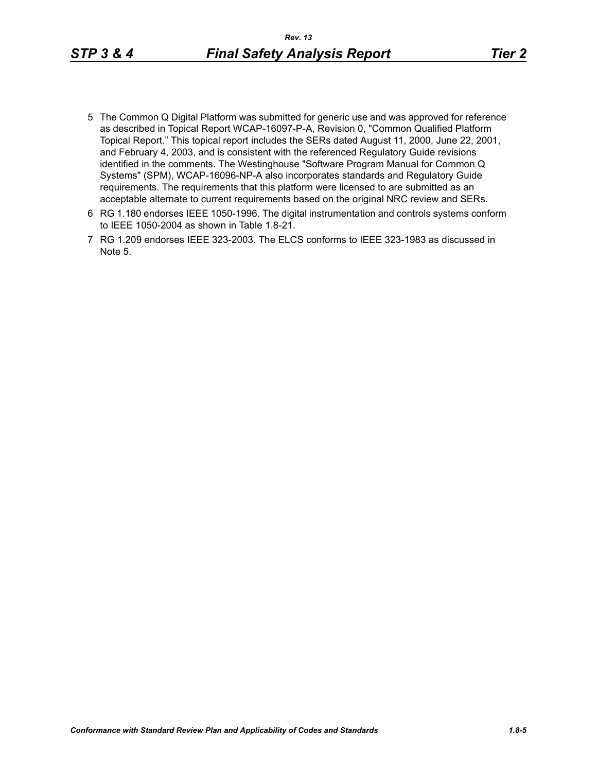5 The Common Q Digital Platform was submitted for generic use and was approved for reference as described in Topical Report WCAP-16097-P-A, Revision 0, "Common Qualified Platform Topical Report." This topical report includes the SERs dated August 11, 2000, June 22, 2001, and February 4, 2003, and is consistent with the referenced Regulatory Guide revisions identified in the comments. The Westinghouse "Software Program Manual for Common Q Systems" (SPM), WCAP-16096-NP-A also incorporates standards and Regulatory Guide requirements. The requirements that this platform were licensed to are submitted as an acceptable alternate to current requirements based on the original NRC review and SERs.

6 RG 1.180 endorses IEEE 1050-1996. The digital instrumentation and controls systems conform to IEEE 1050-2004 as shown in Table 1.8-21.

7 RG 1.209 endorses IEEE 323-2003. The ELCS conforms to IEEE 323-1983 as discussed in Note 5.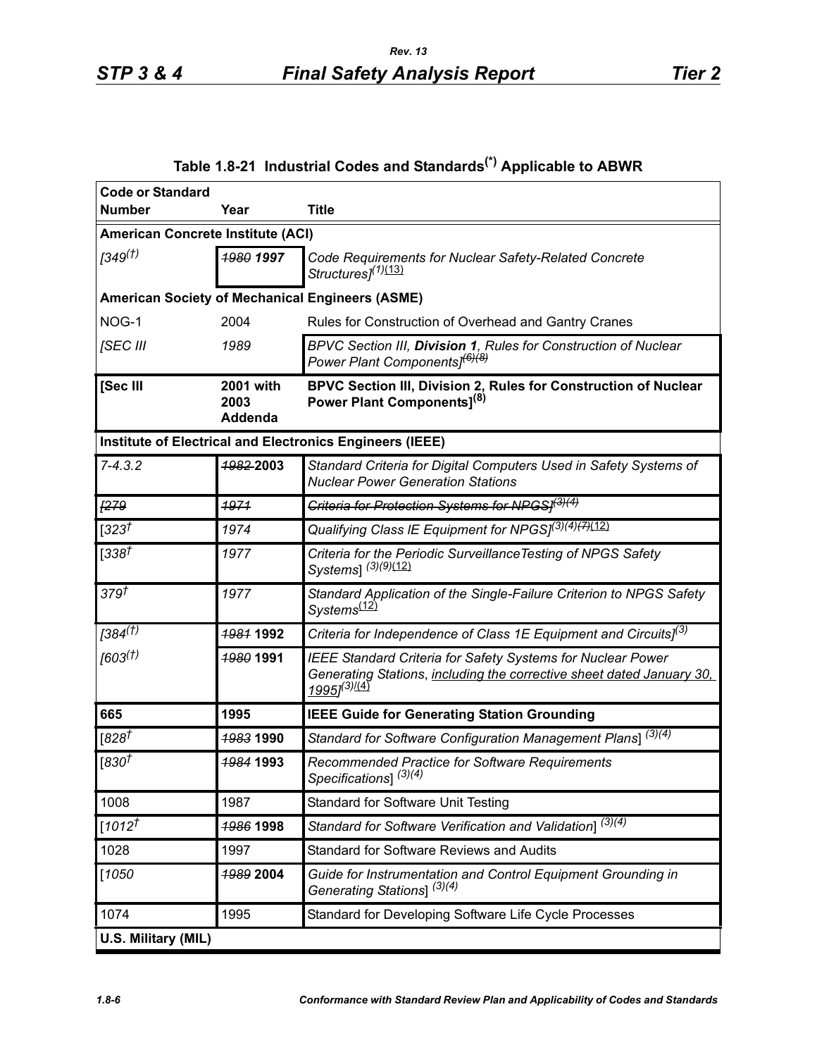## Table 1.8-21 Industrial Codes and Standards[*] Applicable to ABWR

| Code or Standard Number | Year | Title |
|---|---|---|
| **American Concrete Institute (ACI)** | | |
| *[349[†]* | ~~*1980*~~ ***1997*** | *Code Requirements for Nuclear Safety-Related Concrete Structures][1](13)* |
| **American Society of Mechanical Engineers (ASME)** | | |
| NOG-1 | 2004 | Rules for Construction of Overhead and Gantry Cranes |
| *[SEC III* | *1989* | *BPVC Section III, **Division 1**, Rules for Construction of Nuclear Power Plant Components][~~(6)~~(8)]* |
| **[Sec III** | **2001 with 2003 Addenda** | **BPVC Section III, Division 2, Rules for Construction of Nuclear Power Plant Components][8]** |
| **Institute of Electrical and Electronics Engineers (IEEE)** | | |
| *7-4.3.2* | ~~*1982*~~ **2003** | *Standard Criteria for Digital Computers Used in Safety Systems of Nuclear Power Generation Stations* |
| ~~*[279*~~ | ~~*1971*~~ | ~~*Criteria for Protection Systems for NPGS][3](4)*~~ |
| *[323[†]* | *1974* | *Qualifying Class IE Equipment for NPGS][3](4)~~(7)~~(12)* |
| *[338[†]* | *1977* | *Criteria for the Periodic SurveillanceTesting of NPGS Safety Systems] [3](9)(12)* |
| *379[†]* | *1977* | *Standard Application of the Single-Failure Criterion to NPGS Safety Systems[12]* |
| *[384[†]* | ~~*1981*~~ **1992** | *Criteria for Independence of Class 1E Equipment and Circuits][3]* |
| *[603[†]* | ~~*1980*~~ **1991** | *IEEE Standard Criteria for Safety Systems for Nuclear Power Generating Stations, including the corrective sheet dated January 30, 1995][3](4)* |
| **665** | **1995** | **IEEE Guide for Generating Station Grounding** |
| *[828[†]* | ~~*1983*~~ **1990** | *Standard for Software Configuration Management Plans] [3](4)* |
| *[830[†]* | ~~*1984*~~ **1993** | *Recommended Practice for Software Requirements Specifications] [3](4)* |
| 1008 | 1987 | Standard for Software Unit Testing |
| *[1012[†]* | ~~*1986*~~ **1998** | *Standard for Software Verification and Validation] [3](4)* |
| 1028 | 1997 | Standard for Software Reviews and Audits |
| *[1050* | ~~*1989*~~ **2004** | *Guide for Instrumentation and Control Equipment Grounding in Generating Stations] [3](4)* |
| 1074 | 1995 | Standard for Developing Software Life Cycle Processes |
| **U.S. Military (MIL)** | | |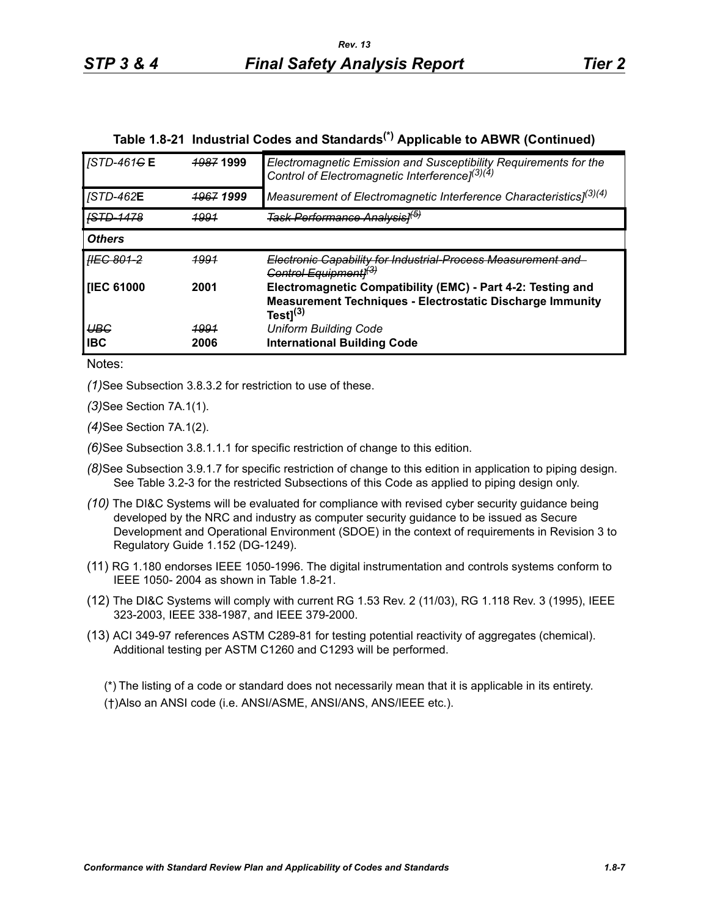## Table 1.8-21 Industrial Codes and Standards[*] Applicable to ABWR (Continued)

| | | |
|---|---|---|
| *[STD-461~~G~~* **E** | *~~1987~~* **1999** | *Electromagnetic Emission and Susceptibility Requirements for the Control of Electromagnetic Interference]*(3)(4) |
| *[STD-462***E** | *~~1967~~* ***1999*** | *Measurement of Electromagnetic Interference Characteristics]*(3)(4) |
| *~~[STD-1478~~* | *~~1991~~* | *~~Task Performance Analysis]~~*~~(5)~~ |
| ***Others*** | | |
| *~~[IEC 801-2~~* | *~~1991~~* | *~~Electronic Capability for Industrial-Process Measurement and Control Equipment]~~*~~(3)~~ |
| **[IEC 61000** | **2001** | **Electromagnetic Compatibility (EMC) - Part 4-2: Testing and Measurement Techniques - Electrostatic Discharge Immunity Test]**(3) |
| *~~UBC~~* | *~~1991~~* | *Uniform Building Code* |
| **IBC** | **2006** | **International Building Code** |

Notes:

*(1)* See Subsection 3.8.3.2 for restriction to use of these.

*(3)* See Section 7A.1(1).

*(4)* See Section 7A.1(2).

*(6)* See Subsection 3.8.1.1.1 for specific restriction of change to this edition.

*(8)* See Subsection 3.9.1.7 for specific restriction of change to this edition in application to piping design. See Table 3.2-3 for the restricted Subsections of this Code as applied to piping design only.

*(10)* The DI&C Systems will be evaluated for compliance with revised cyber security guidance being developed by the NRC and industry as computer security guidance to be issued as Secure Development and Operational Environment (SDOE) in the context of requirements in Revision 3 to Regulatory Guide 1.152 (DG-1249).

(11) RG 1.180 endorses IEEE 1050-1996. The digital instrumentation and controls systems conform to IEEE 1050- 2004 as shown in Table 1.8-21.

(12) The DI&C Systems will comply with current RG 1.53 Rev. 2 (11/03), RG 1.118 Rev. 3 (1995), IEEE 323-2003, IEEE 338-1987, and IEEE 379-2000.

(13) ACI 349-97 references ASTM C289-81 for testing potential reactivity of aggregates (chemical). Additional testing per ASTM C1260 and C1293 will be performed.

(*) The listing of a code or standard does not necessarily mean that it is applicable in its entirety.

(†) Also an ANSI code (i.e. ANSI/ASME, ANSI/ANS, ANS/IEEE etc.).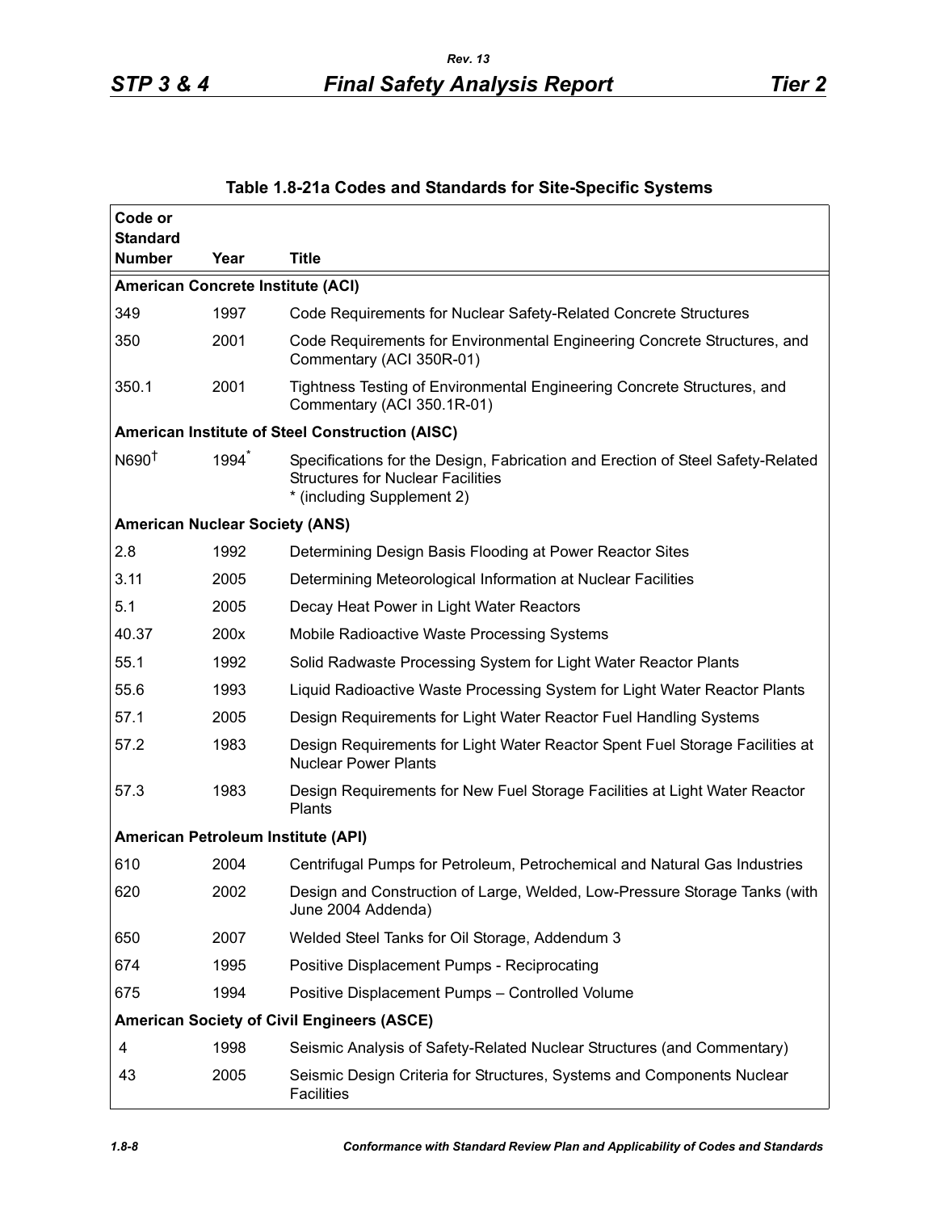**Table 1.8-21a Codes and Standards for Site-Specific Systems**

| Code or Standard Number | Year | Title |
|---|---|---|
| **American Concrete Institute (ACI)** | | |
| 349 | 1997 | Code Requirements for Nuclear Safety-Related Concrete Structures |
| 350 | 2001 | Code Requirements for Environmental Engineering Concrete Structures, and Commentary (ACI 350R-01) |
| 350.1 | 2001 | Tightness Testing of Environmental Engineering Concrete Structures, and Commentary (ACI 350.1R-01) |
| **American Institute of Steel Construction (AISC)** | | |
| N690† | 1994* | Specifications for the Design, Fabrication and Erection of Steel Safety-Related Structures for Nuclear Facilities<br>* (including Supplement 2) |
| **American Nuclear Society (ANS)** | | |
| 2.8 | 1992 | Determining Design Basis Flooding at Power Reactor Sites |
| 3.11 | 2005 | Determining Meteorological Information at Nuclear Facilities |
| 5.1 | 2005 | Decay Heat Power in Light Water Reactors |
| 40.37 | 200x | Mobile Radioactive Waste Processing Systems |
| 55.1 | 1992 | Solid Radwaste Processing System for Light Water Reactor Plants |
| 55.6 | 1993 | Liquid Radioactive Waste Processing System for Light Water Reactor Plants |
| 57.1 | 2005 | Design Requirements for Light Water Reactor Fuel Handling Systems |
| 57.2 | 1983 | Design Requirements for Light Water Reactor Spent Fuel Storage Facilities at Nuclear Power Plants |
| 57.3 | 1983 | Design Requirements for New Fuel Storage Facilities at Light Water Reactor Plants |
| **American Petroleum Institute (API)** | | |
| 610 | 2004 | Centrifugal Pumps for Petroleum, Petrochemical and Natural Gas Industries |
| 620 | 2002 | Design and Construction of Large, Welded, Low-Pressure Storage Tanks (with June 2004 Addenda) |
| 650 | 2007 | Welded Steel Tanks for Oil Storage, Addendum 3 |
| 674 | 1995 | Positive Displacement Pumps - Reciprocating |
| 675 | 1994 | Positive Displacement Pumps – Controlled Volume |
| **American Society of Civil Engineers (ASCE)** | | |
| 4 | 1998 | Seismic Analysis of Safety-Related Nuclear Structures (and Commentary) |
| 43 | 2005 | Seismic Design Criteria for Structures, Systems and Components Nuclear Facilities |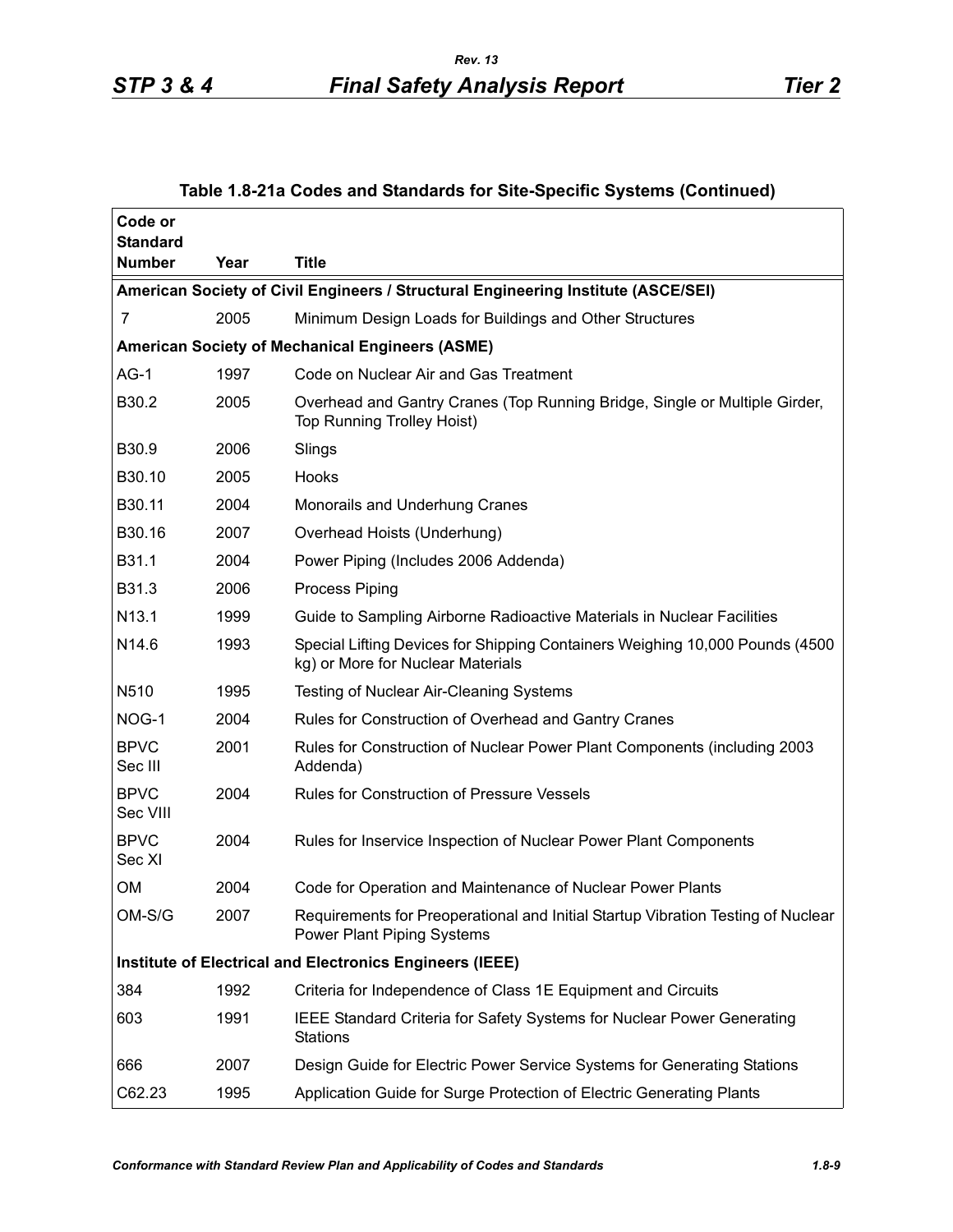### Table 1.8-21a Codes and Standards for Site-Specific Systems (Continued)

| Code or Standard Number | Year | Title |
|---|---|---|
| **American Society of Civil Engineers / Structural Engineering Institute (ASCE/SEI)** | | |
| 7 | 2005 | Minimum Design Loads for Buildings and Other Structures |
| **American Society of Mechanical Engineers (ASME)** | | |
| AG-1 | 1997 | Code on Nuclear Air and Gas Treatment |
| B30.2 | 2005 | Overhead and Gantry Cranes (Top Running Bridge, Single or Multiple Girder, Top Running Trolley Hoist) |
| B30.9 | 2006 | Slings |
| B30.10 | 2005 | Hooks |
| B30.11 | 2004 | Monorails and Underhung Cranes |
| B30.16 | 2007 | Overhead Hoists (Underhung) |
| B31.1 | 2004 | Power Piping (Includes 2006 Addenda) |
| B31.3 | 2006 | Process Piping |
| N13.1 | 1999 | Guide to Sampling Airborne Radioactive Materials in Nuclear Facilities |
| N14.6 | 1993 | Special Lifting Devices for Shipping Containers Weighing 10,000 Pounds (4500 kg) or More for Nuclear Materials |
| N510 | 1995 | Testing of Nuclear Air-Cleaning Systems |
| NOG-1 | 2004 | Rules for Construction of Overhead and Gantry Cranes |
| BPVC Sec III | 2001 | Rules for Construction of Nuclear Power Plant Components (including 2003 Addenda) |
| BPVC Sec VIII | 2004 | Rules for Construction of Pressure Vessels |
| BPVC Sec XI | 2004 | Rules for Inservice Inspection of Nuclear Power Plant Components |
| OM | 2004 | Code for Operation and Maintenance of Nuclear Power Plants |
| OM-S/G | 2007 | Requirements for Preoperational and Initial Startup Vibration Testing of Nuclear Power Plant Piping Systems |
| **Institute of Electrical and Electronics Engineers (IEEE)** | | |
| 384 | 1992 | Criteria for Independence of Class 1E Equipment and Circuits |
| 603 | 1991 | IEEE Standard Criteria for Safety Systems for Nuclear Power Generating Stations |
| 666 | 2007 | Design Guide for Electric Power Service Systems for Generating Stations |
| C62.23 | 1995 | Application Guide for Surge Protection of Electric Generating Plants |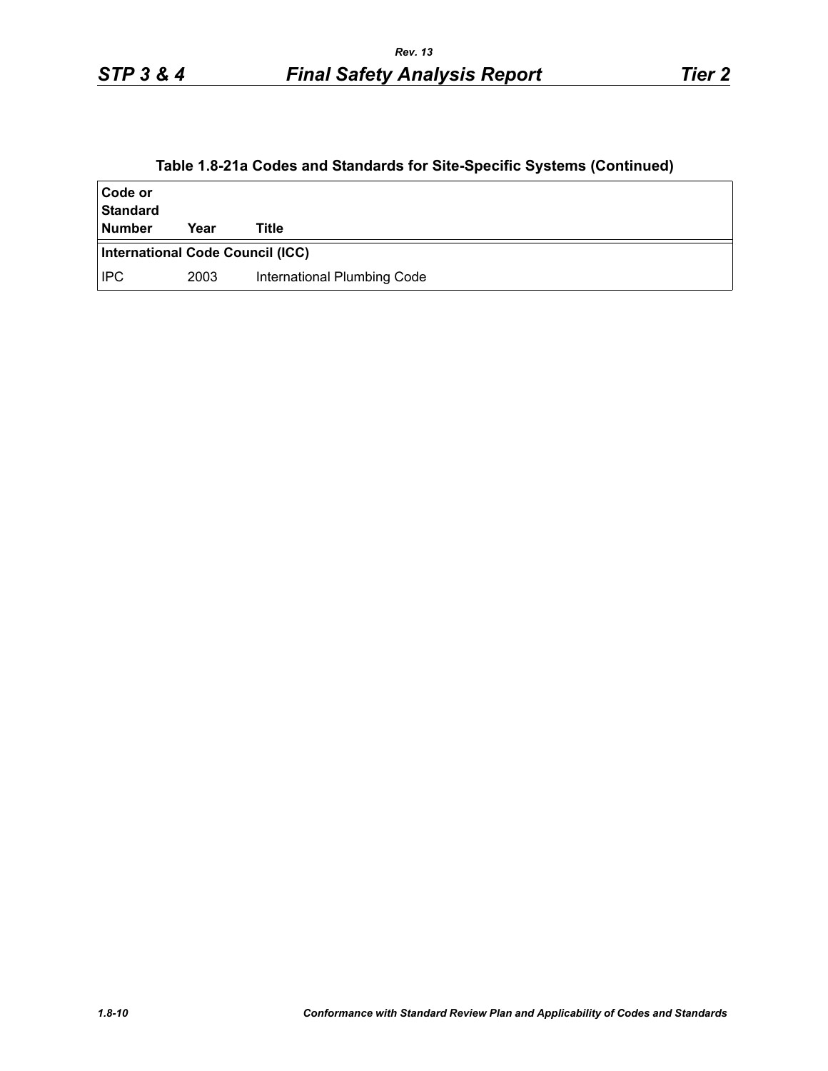## Table 1.8-21a Codes and Standards for Site-Specific Systems (Continued)

| Code or Standard Number | Year | Title |
|---|---|---|
| **International Code Council (ICC)** | | |
| IPC | 2003 | International Plumbing Code |